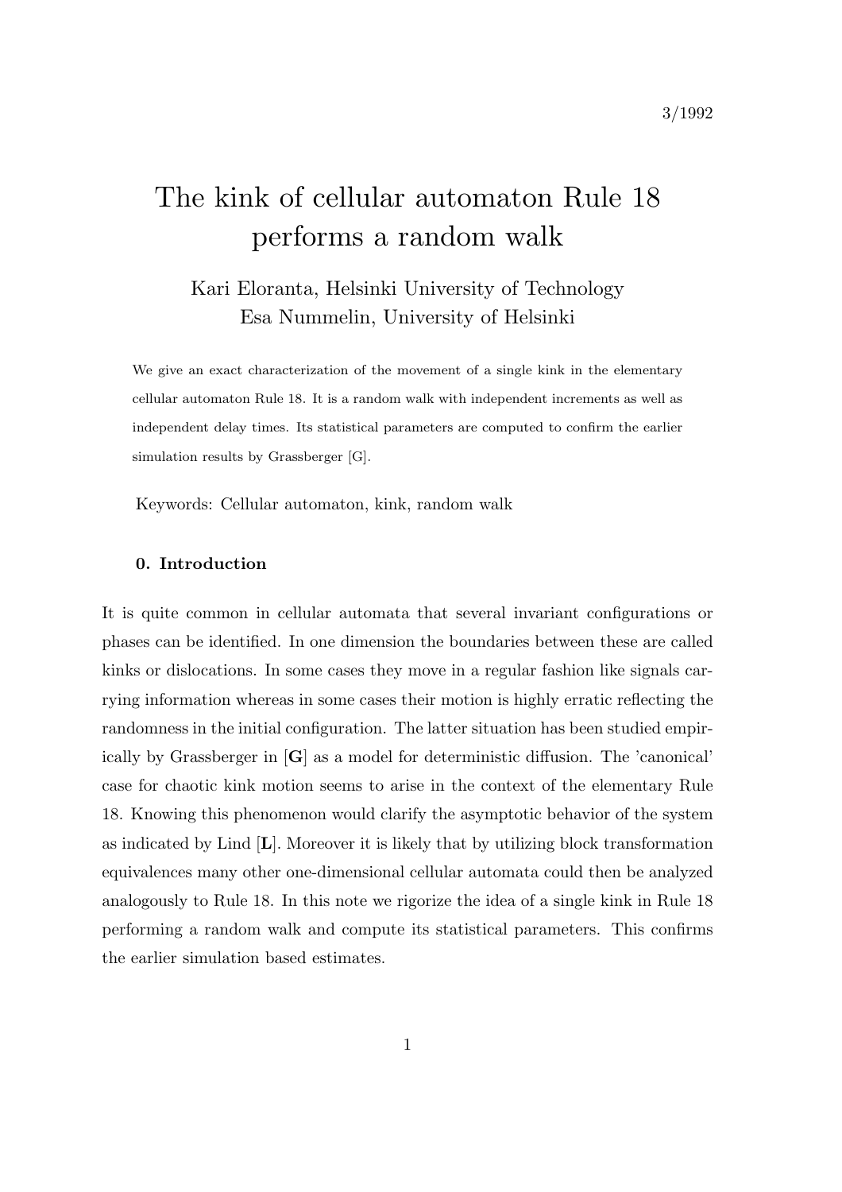3/1992

# The kink of cellular automaton Rule 18 performs a random walk

Kari Eloranta, Helsinki University of Technology
Esa Nummelin, University of Helsinki

We give an exact characterization of the movement of a single kink in the elementary cellular automaton Rule 18. It is a random walk with independent increments as well as independent delay times. Its statistical parameters are computed to confirm the earlier simulation results by Grassberger [G].

Keywords: Cellular automaton, kink, random walk

### 0. Introduction

It is quite common in cellular automata that several invariant configurations or phases can be identified. In one dimension the boundaries between these are called kinks or dislocations. In some cases they move in a regular fashion like signals carrying information whereas in some cases their motion is highly erratic reflecting the randomness in the initial configuration. The latter situation has been studied empirically by Grassberger in [**G**] as a model for deterministic diffusion. The 'canonical' case for chaotic kink motion seems to arise in the context of the elementary Rule 18. Knowing this phenomenon would clarify the asymptotic behavior of the system as indicated by Lind [**L**]. Moreover it is likely that by utilizing block transformation equivalences many other one-dimensional cellular automata could then be analyzed analogously to Rule 18. In this note we rigorize the idea of a single kink in Rule 18 performing a random walk and compute its statistical parameters. This confirms the earlier simulation based estimates.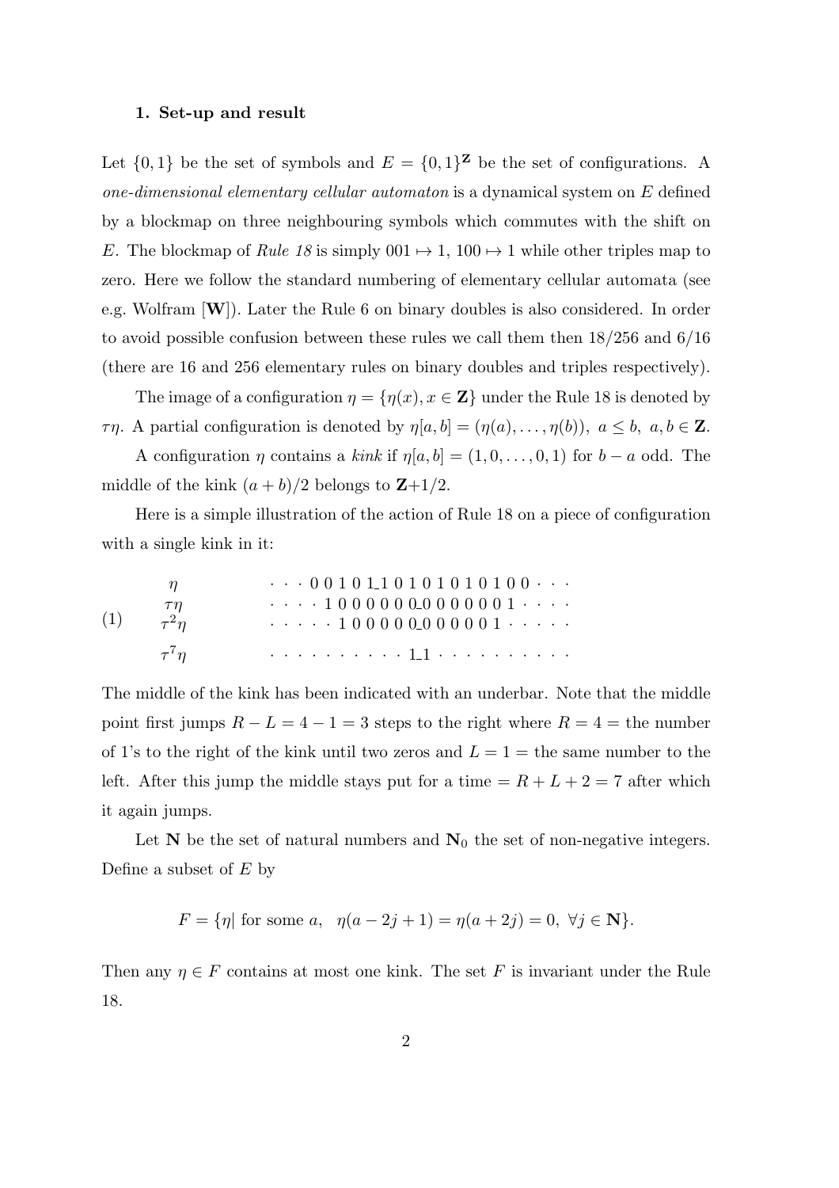### 1. Set-up and result

Let $\{0,1\}$ be the set of symbols and $E = \{0,1\}^{\mathbf{Z}}$ be the set of configurations. A *one-dimensional elementary cellular automaton* is a dynamical system on $E$ defined by a blockmap on three neighbouring symbols which commutes with the shift on $E$. The blockmap of *Rule 18* is simply $001 \mapsto 1$, $100 \mapsto 1$ while other triples map to zero. Here we follow the standard numbering of elementary cellular automata (see e.g. Wolfram [**W**]). Later the Rule 6 on binary doubles is also considered. In order to avoid possible confusion between these rules we call them then 18/256 and 6/16 (there are 16 and 256 elementary rules on binary doubles and triples respectively).

The image of a configuration $\eta = \{\eta(x), x \in \mathbf{Z}\}$ under the Rule 18 is denoted by $\tau\eta$. A partial configuration is denoted by $\eta[a,b] = (\eta(a), \ldots, \eta(b))$, $a \le b$, $a, b \in \mathbf{Z}$.

A configuration $\eta$ contains a *kink* if $\eta[a,b] = (1, 0, \ldots, 0, 1)$ for $b - a$ odd. The middle of the kink $(a+b)/2$ belongs to $\mathbf{Z}+1/2$.

Here is a simple illustration of the action of Rule 18 on a piece of configuration with a single kink in it:

$$
(1)\qquad
\begin{array}{ll}
\eta & \cdots\ 0\,0\,1\,0\,1\_1\,0\,1\,0\,1\,0\,1\,0\,1\,0\,0\ \cdots \\
\tau\eta & \cdots\cdot\ 1\,0\,0\,0\,0\,0\,0\_0\,0\,0\,0\,0\,0\,0\,1\ \cdot\cdots \\
\tau^2\eta & \cdots\cdot\cdot\ 1\,0\,0\,0\,0\,0\_0\,0\,0\,0\,0\,0\,1\ \cdot\cdot\cdots \\
 & \\
\tau^7\eta & \cdots\cdots\cdots\ 1\_1\ \cdots\cdots\cdots
\end{array}
$$

The middle of the kink has been indicated with an underbar. Note that the middle point first jumps $R - L = 4 - 1 = 3$ steps to the right where $R = 4 =$ the number of 1's to the right of the kink until two zeros and $L = 1 =$ the same number to the left. After this jump the middle stays put for a time $= R + L + 2 = 7$ after which it again jumps.

Let $\mathbf{N}$ be the set of natural numbers and $\mathbf{N}_0$ the set of non-negative integers. Define a subset of $E$ by

$$
F = \{\eta |\ \text{for some } a, \quad \eta(a - 2j + 1) = \eta(a + 2j) = 0,\ \forall j \in \mathbf{N}\}.
$$

Then any $\eta \in F$ contains at most one kink. The set $F$ is invariant under the Rule 18.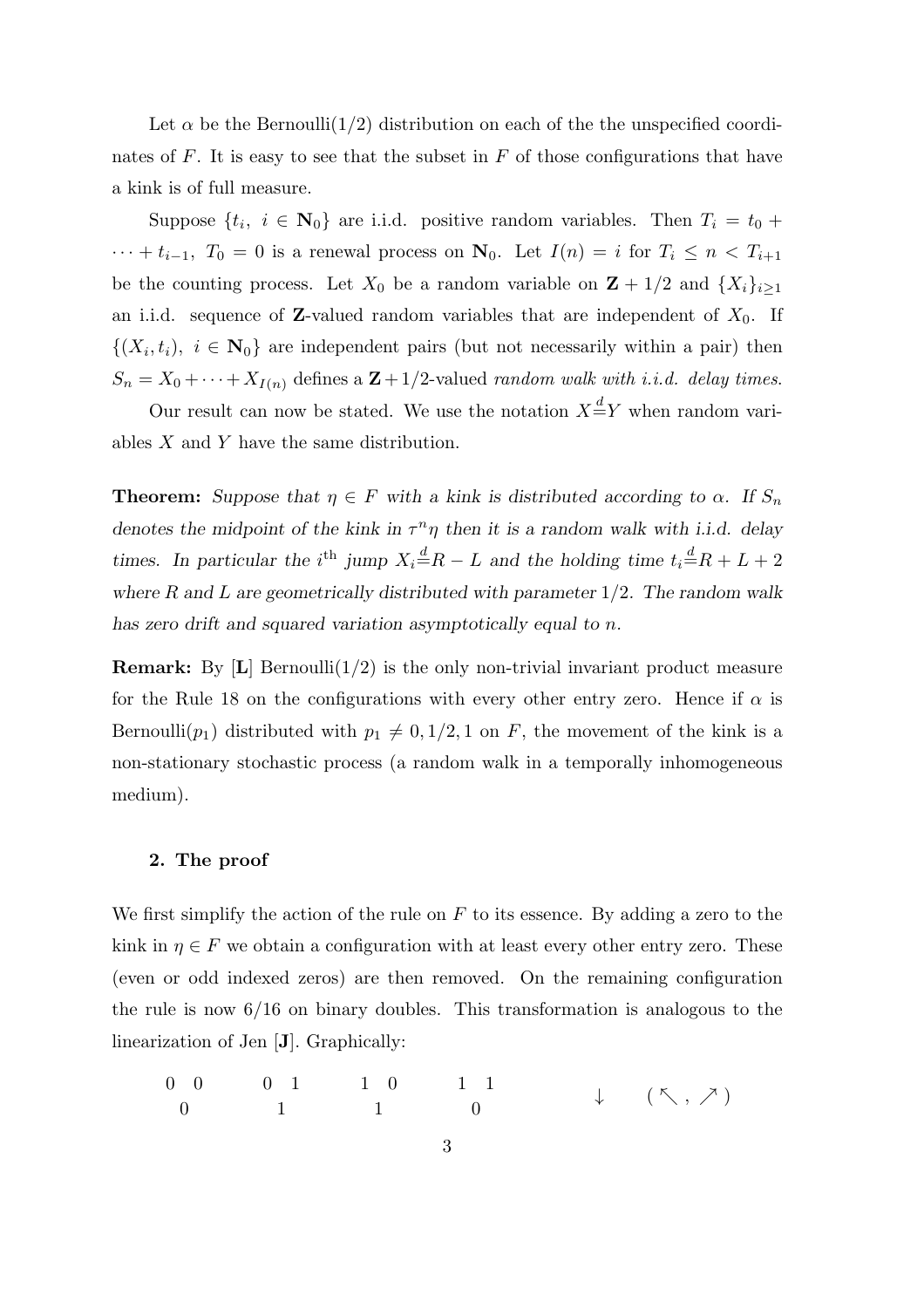Let $\alpha$ be the Bernoulli(1/2) distribution on each of the the unspecified coordinates of $F$. It is easy to see that the subset in $F$ of those configurations that have a kink is of full measure.

Suppose $\{t_i,\ i \in \mathbf{N}_0\}$ are i.i.d. positive random variables. Then $T_i = t_0 + \cdots + t_{i-1}$, $T_0 = 0$ is a renewal process on $\mathbf{N}_0$. Let $I(n) = i$ for $T_i \leq n < T_{i+1}$ be the counting process. Let $X_0$ be a random variable on $\mathbf{Z} + 1/2$ and $\{X_i\}_{i \geq 1}$ an i.i.d. sequence of $\mathbf{Z}$-valued random variables that are independent of $X_0$. If $\{(X_i, t_i),\ i \in \mathbf{N}_0\}$ are independent pairs (but not necessarily within a pair) then $S_n = X_0 + \cdots + X_{I(n)}$ defines a $\mathbf{Z} + 1/2$-valued *random walk with i.i.d. delay times.*

Our result can now be stated. We use the notation $X \overset{d}{=} Y$ when random variables $X$ and $Y$ have the same distribution.

**Theorem:** *Suppose that $\eta \in F$ with a kink is distributed according to $\alpha$. If $S_n$ denotes the midpoint of the kink in $\tau^n \eta$ then it is a random walk with i.i.d. delay times. In particular the $i^{\text{th}}$ jump $X_i \overset{d}{=} R - L$ and the holding time $t_i \overset{d}{=} R + L + 2$ where $R$ and $L$ are geometrically distributed with parameter $1/2$. The random walk has zero drift and squared variation asymptotically equal to $n$.*

**Remark:** By [**L**] Bernoulli(1/2) is the only non-trivial invariant product measure for the Rule 18 on the configurations with every other entry zero. Hence if $\alpha$ is Bernoulli($p_1$) distributed with $p_1 \neq 0, 1/2, 1$ on $F$, the movement of the kink is a non-stationary stochastic process (a random walk in a temporally inhomogeneous medium).

### 2. The proof

We first simplify the action of the rule on $F$ to its essence. By adding a zero to the kink in $\eta \in F$ we obtain a configuration with at least every other entry zero. These (even or odd indexed zeros) are then removed. On the remaining configuration the rule is now 6/16 on binary doubles. This transformation is analogous to the linearization of Jen [**J**]. Graphically:

$$
\begin{array}{cccc}
0\ \ 0 & 0\ \ 1 & 1\ \ 0 & 1\ \ 1 \\
0 & 1 & 1 & 0
\end{array}
\qquad\qquad \downarrow \quad (\nwarrow, \nearrow)
$$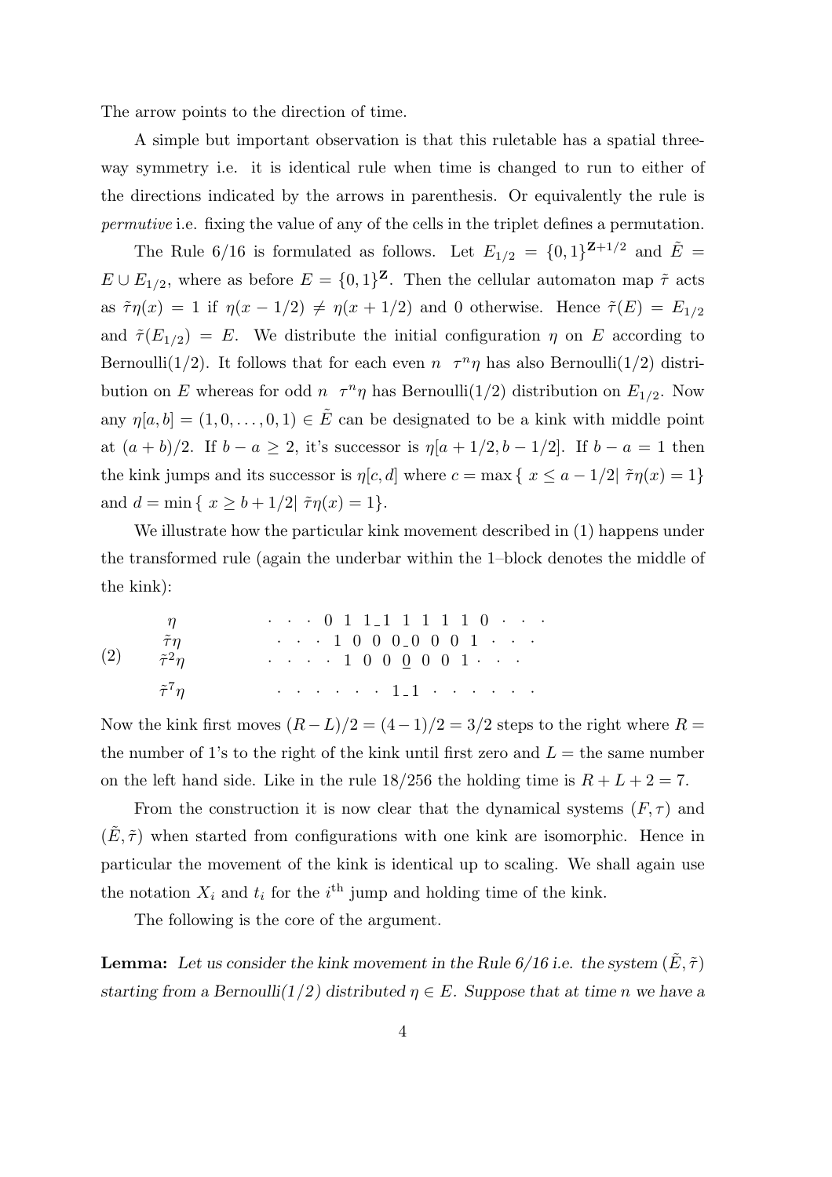The arrow points to the direction of time.

A simple but important observation is that this ruletable has a spatial three-way symmetry i.e. it is identical rule when time is changed to run to either of the directions indicated by the arrows in parenthesis. Or equivalently the rule is *permutive* i.e. fixing the value of any of the cells in the triplet defines a permutation.

The Rule 6/16 is formulated as follows. Let $E_{1/2} = \{0,1\}^{\mathbf{Z}+1/2}$ and $\tilde{E} = E \cup E_{1/2}$, where as before $E = \{0,1\}^{\mathbf{Z}}$. Then the cellular automaton map $\tilde{\tau}$ acts as $\tilde{\tau}\eta(x) = 1$ if $\eta(x-1/2) \neq \eta(x+1/2)$ and 0 otherwise. Hence $\tilde{\tau}(E) = E_{1/2}$ and $\tilde{\tau}(E_{1/2}) = E$. We distribute the initial configuration $\eta$ on $E$ according to Bernoulli(1/2). It follows that for each even $n$ $\tau^n\eta$ has also Bernoulli(1/2) distribution on $E$ whereas for odd $n$ $\tau^n\eta$ has Bernoulli(1/2) distribution on $E_{1/2}$. Now any $\eta[a,b] = (1,0,\ldots,0,1) \in \tilde{E}$ can be designated to be a kink with middle point at $(a+b)/2$. If $b-a \geq 2$, it's successor is $\eta[a+1/2, b-1/2]$. If $b-a=1$ then the kink jumps and its successor is $\eta[c,d]$ where $c = \max\{\, x \leq a-1/2 |\; \tilde{\tau}\eta(x) = 1\}$ and $d = \min\{\, x \geq b+1/2 |\; \tilde{\tau}\eta(x) = 1\}$.

We illustrate how the particular kink movement described in (1) happens under the transformed rule (again the underbar within the 1–block denotes the middle of the kink):

```
(2)   η         · · · 0 1 1_1 1 1 1 1 0 · · ·
      τ̃η          · · · 1 0 0 0_0 0 0 1 · · ·
      τ̃²η       · · · · 1 0 0 0̲ 0 0 1 · · ·

      τ̃⁷η       · · · · · · 1_1 · · · · · ·
```

Now the kink first moves $(R-L)/2 = (4-1)/2 = 3/2$ steps to the right where $R =$ the number of 1's to the right of the kink until first zero and $L =$ the same number on the left hand side. Like in the rule 18/256 the holding time is $R + L + 2 = 7$.

From the construction it is now clear that the dynamical systems $(F, \tau)$ and $(\tilde{E}, \tilde{\tau})$ when started from configurations with one kink are isomorphic. Hence in particular the movement of the kink is identical up to scaling. We shall again use the notation $X_i$ and $t_i$ for the $i^{\text{th}}$ jump and holding time of the kink.

The following is the core of the argument.

**Lemma:** *Let us consider the kink movement in the Rule 6/16 i.e. the system $(\tilde{E}, \tilde{\tau})$ starting from a Bernoulli(1/2) distributed $\eta \in E$. Suppose that at time $n$ we have a*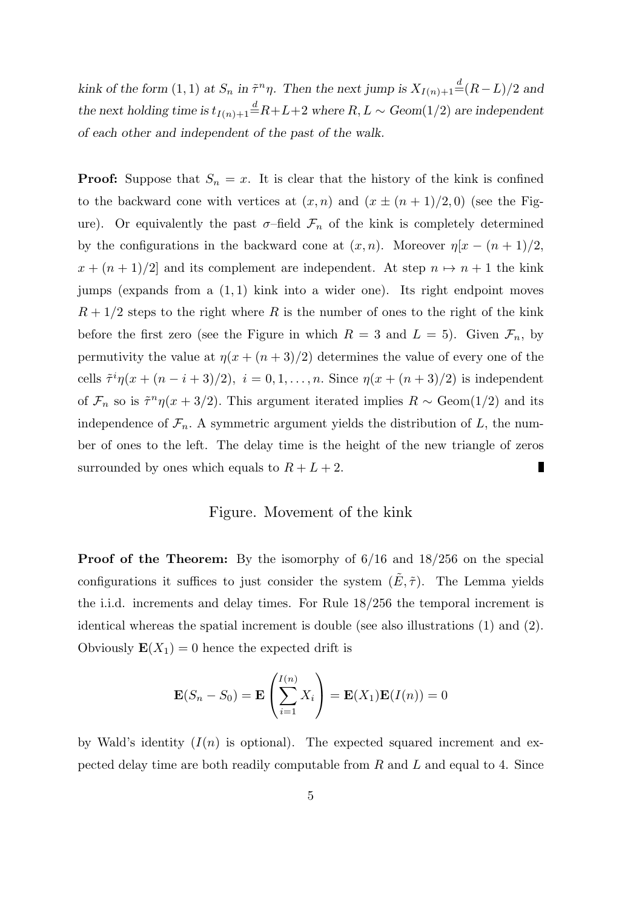*kink of the form* $(1,1)$ *at* $S_n$ *in* $\tilde{\tau}^n \eta$. *Then the next jump is* $X_{I(n)+1} \stackrel{d}{=} (R-L)/2$ *and the next holding time is* $t_{I(n)+1} \stackrel{d}{=} R+L+2$ *where* $R, L \sim$ *Geom*$(1/2)$ *are independent of each other and independent of the past of the walk.*

**Proof:** Suppose that $S_n = x$. It is clear that the history of the kink is confined to the backward cone with vertices at $(x, n)$ and $(x \pm (n+1)/2, 0)$ (see the Figure). Or equivalently the past $\sigma$–field $\mathcal{F}_n$ of the kink is completely determined by the configurations in the backward cone at $(x, n)$. Moreover $\eta[x - (n+1)/2, x + (n+1)/2]$ and its complement are independent. At step $n \mapsto n+1$ the kink jumps (expands from a $(1,1)$ kink into a wider one). Its right endpoint moves $R + 1/2$ steps to the right where $R$ is the number of ones to the right of the kink before the first zero (see the Figure in which $R = 3$ and $L = 5$). Given $\mathcal{F}_n$, by permutivity the value at $\eta(x + (n+3)/2)$ determines the value of every one of the cells $\tilde{\tau}^i \eta(x + (n-i+3)/2),\ i = 0, 1, \ldots, n$. Since $\eta(x + (n+3)/2)$ is independent of $\mathcal{F}_n$ so is $\tilde{\tau}^n \eta(x + 3/2)$. This argument iterated implies $R \sim \text{Geom}(1/2)$ and its independence of $\mathcal{F}_n$. A symmetric argument yields the distribution of $L$, the number of ones to the left. The delay time is the height of the new triangle of zeros surrounded by ones which equals to $R + L + 2$. ∎

Figure. Movement of the kink

**Proof of the Theorem:** By the isomorphy of 6/16 and 18/256 on the special configurations it suffices to just consider the system $(\tilde{E}, \tilde{\tau})$. The Lemma yields the i.i.d. increments and delay times. For Rule 18/256 the temporal increment is identical whereas the spatial increment is double (see also illustrations (1) and (2). Obviously $\mathbf{E}(X_1) = 0$ hence the expected drift is

$$\mathbf{E}(S_n - S_0) = \mathbf{E}\left(\sum_{i=1}^{I(n)} X_i\right) = \mathbf{E}(X_1)\mathbf{E}(I(n)) = 0$$

by Wald's identity ($I(n)$ is optional). The expected squared increment and expected delay time are both readily computable from $R$ and $L$ and equal to 4. Since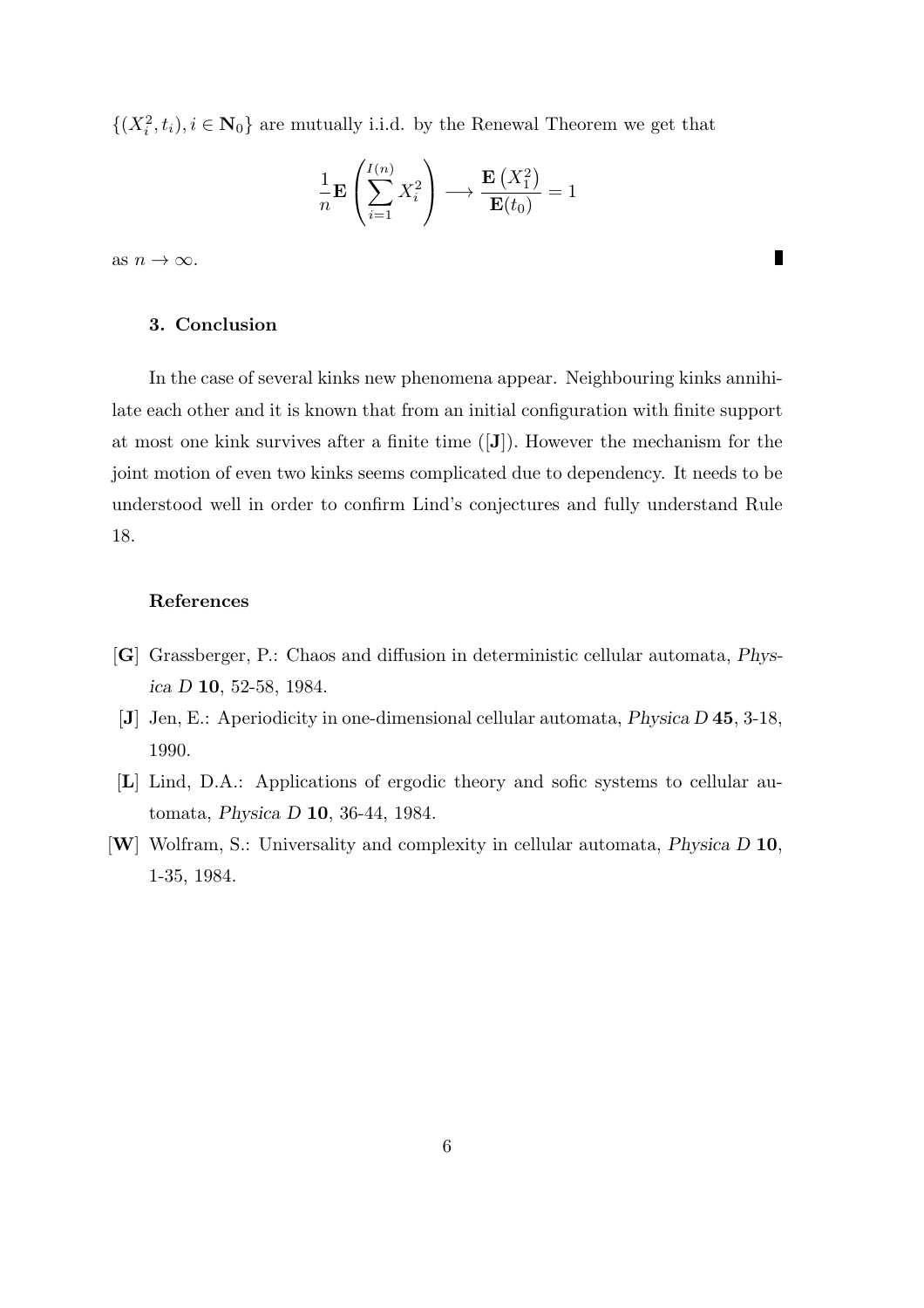$\{(X_i^2, t_i), i \in \mathbf{N}_0\}$ are mutually i.i.d. by the Renewal Theorem we get that

$$\frac{1}{n}\mathbf{E}\left(\sum_{i=1}^{I(n)} X_i^2\right) \longrightarrow \frac{\mathbf{E}\left(X_1^2\right)}{\mathbf{E}(t_0)} = 1$$

as $n \to \infty$. ∎

### 3. Conclusion

In the case of several kinks new phenomena appear. Neighbouring kinks annihilate each other and it is known that from an initial configuration with finite support at most one kink survives after a finite time ([**J**]). However the mechanism for the joint motion of even two kinks seems complicated due to dependency. It needs to be understood well in order to confirm Lind's conjectures and fully understand Rule 18.

### References

[**G**] Grassberger, P.: Chaos and diffusion in deterministic cellular automata, *Physica D* **10**, 52-58, 1984.

[**J**] Jen, E.: Aperiodicity in one-dimensional cellular automata, *Physica D* **45**, 3-18, 1990.

[**L**] Lind, D.A.: Applications of ergodic theory and sofic systems to cellular automata, *Physica D* **10**, 36-44, 1984.

[**W**] Wolfram, S.: Universality and complexity in cellular automata, *Physica D* **10**, 1-35, 1984.